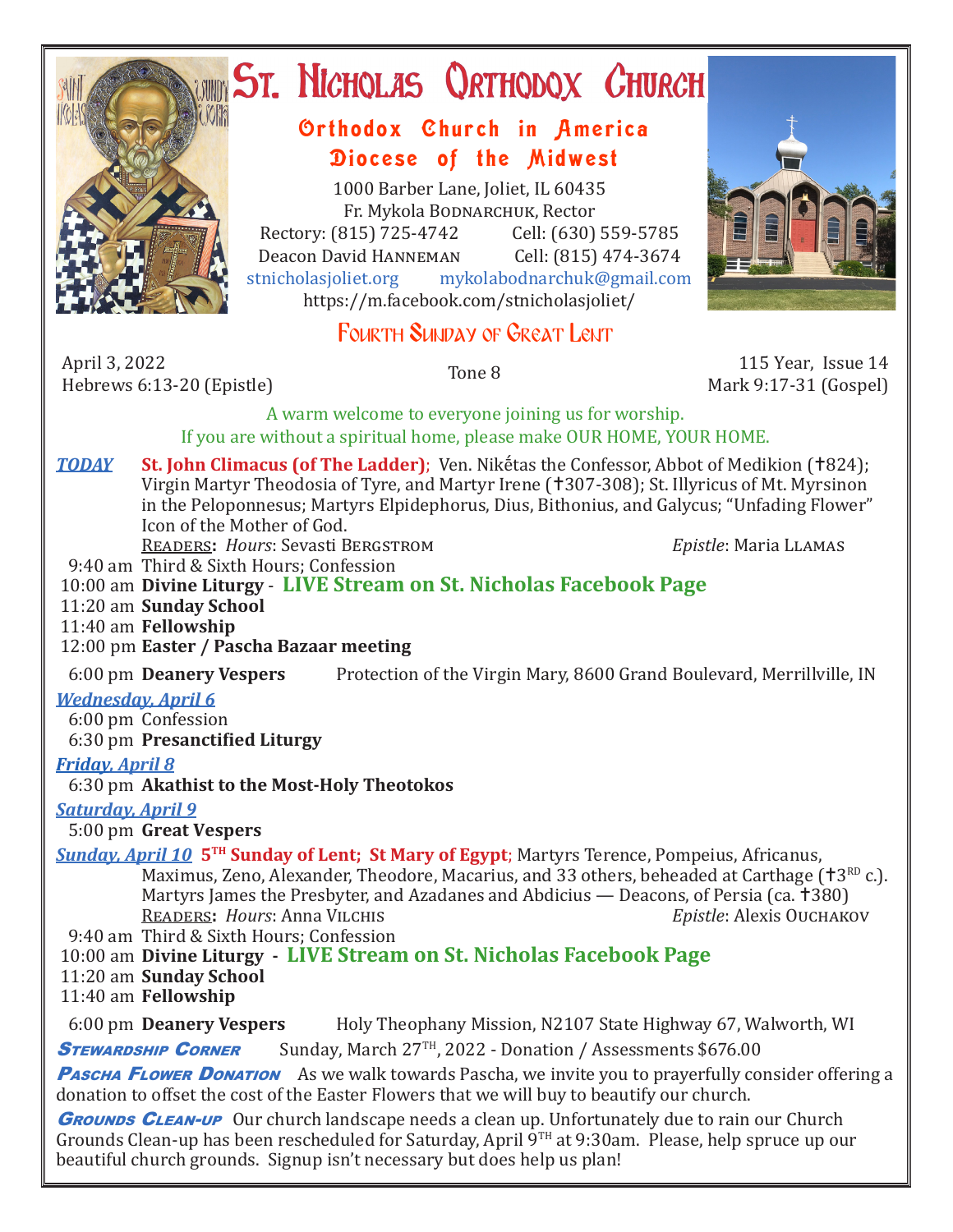# St. Nicholas Orthodox Church

## Orthodox Church in America
## Diocese of the Midwest

1000 Barber Lane, Joliet, IL 60435
Fr. Mykola Bodnarchuk, Rector
Rectory: (815) 725-4742 Cell: (630) 559-5785
Deacon David Hanneman Cell: (815) 474-3674
stnicholasjoliet.org mykolabodnarchuk@gmail.com
https://m.facebook.com/stnicholasjoliet/

## Fourth Sunday of Great Lent

April 3, 2022 — Tone 8 — 115 Year, Issue 14
Hebrews 6:13-20 (Epistle) — Mark 9:17-31 (Gospel)

A warm welcome to everyone joining us for worship.
If you are without a spiritual home, please make OUR HOME, YOUR HOME.

***TODAY*** **St. John Climacus (of The Ladder)**; Ven. Nikḗtas the Confessor, Abbot of Medikion (✝824); Virgin Martyr Theodosia of Tyre, and Martyr Irene (✝307-308); St. Illyricus of Mt. Myrsinon in the Peloponnesus; Martyrs Elpidephorus, Dius, Bithonius, and Galycus; "Unfading Flower" Icon of the Mother of God.

Readers**:** *Hours*: Sevasti Bergstrom *Epistle*: Maria Llamas

- 9:40 am Third & Sixth Hours; Confession
- 10:00 am **Divine Liturgy** - **LIVE Stream on St. Nicholas Facebook Page**
- 11:20 am **Sunday School**
- 11:40 am **Fellowship**
- 12:00 pm **Easter / Pascha Bazaar meeting**
- 6:00 pm **Deanery Vespers** Protection of the Virgin Mary, 8600 Grand Boulevard, Merrillville, IN

***Wednesday, April 6***

- 6:00 pm Confession
- 6:30 pm **Presanctified Liturgy**

***Friday, April 8***

- 6:30 pm **Akathist to the Most-Holy Theotokos**

***Saturday, April 9***

- 5:00 pm **Great Vespers**

***Sunday, April 10*** **5TH Sunday of Lent; St Mary of Egypt**; Martyrs Terence, Pompeius, Africanus, Maximus, Zeno, Alexander, Theodore, Macarius, and 33 others, beheaded at Carthage (✝3RD c.). Martyrs James the Presbyter, and Azadanes and Abdicius — Deacons, of Persia (ca. ✝380)

Readers**:** *Hours*: Anna Vilchis *Epistle*: Alexis Ouchakov

- 9:40 am Third & Sixth Hours; Confession
- 10:00 am **Divine Liturgy** - **LIVE Stream on St. Nicholas Facebook Page**
- 11:20 am **Sunday School**
- 11:40 am **Fellowship**
- 6:00 pm **Deanery Vespers** Holy Theophany Mission, N2107 State Highway 67, Walworth, WI

***Stewardship Corner*** Sunday, March 27TH, 2022 - Donation / Assessments $676.00

***Pascha Flower Donation*** As we walk towards Pascha, we invite you to prayerfully consider offering a donation to offset the cost of the Easter Flowers that we will buy to beautify our church.

***Grounds Clean-up*** Our church landscape needs a clean up. Unfortunately due to rain our Church Grounds Clean-up has been rescheduled for Saturday, April 9TH at 9:30am. Please, help spruce up our beautiful church grounds. Signup isn't necessary but does help us plan!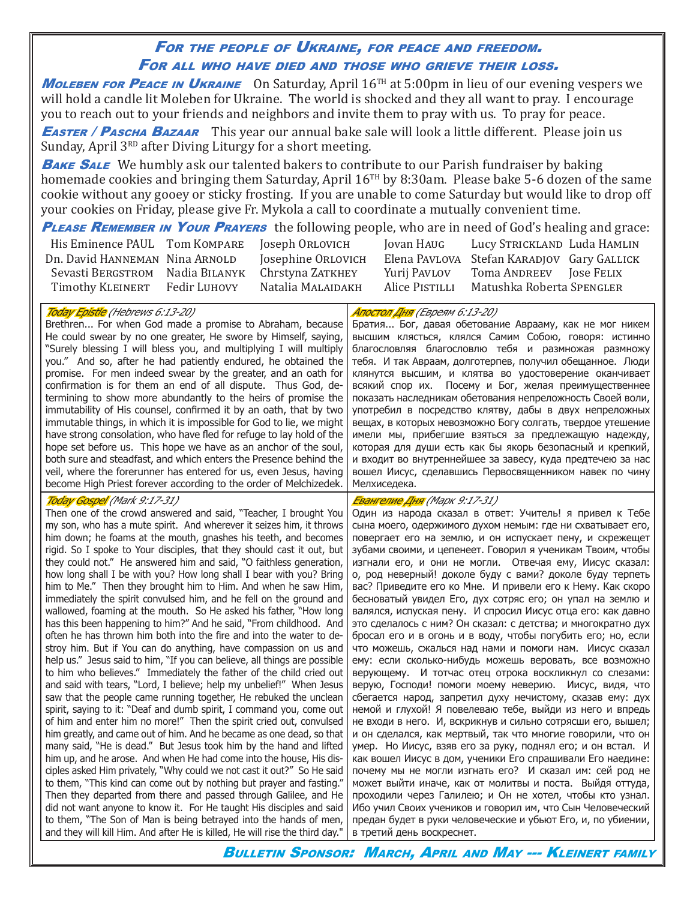## For the people of Ukraine, for peace and freedom.
## For all who have died and those who grieve their loss.

**Moleben for Peace in Ukraine** On Saturday, April 16TH at 5:00pm in lieu of our evening vespers we will hold a candle lit Moleben for Ukraine. The world is shocked and they all want to pray. I encourage you to reach out to your friends and neighbors and invite them to pray with us. To pray for peace.

**Easter / Pascha Bazaar** This year our annual bake sale will look a little different. Please join us Sunday, April 3RD after Diving Liturgy for a short meeting.

**Bake Sale** We humbly ask our talented bakers to contribute to our Parish fundraiser by baking homemade cookies and bringing them Saturday, April 16TH by 8:30am. Please bake 5-6 dozen of the same cookie without any gooey or sticky frosting. If you are unable to come Saturday but would like to drop off your cookies on Friday, please give Fr. Mykola a call to coordinate a mutually convenient time.

**Please Remember in Your Prayers** the following people, who are in need of God's healing and grace:

| | | | | | |
|---|---|---|---|---|---|
| His Eminence PAUL | Tom Kompare | Joseph Orlovich | Jovan Haug | Lucy Strickland | Luda Hamlin |
| Dn. David Hanneman | Nina Arnold | Josephine Orlovich | Elena Pavlova | Stefan Karadjov | Gary Gallick |
| Sevasti Bergstrom | Nadia Bilanyk | Chrstyna Zatkhey | Yurij Pavlov | Toma Andreev | Jose Felix |
| Timothy Kleinert | Fedir Luhovy | Natalia Malaidakh | Alice Pistilli | Matushka Roberta Spengler | |

*Today Epistle* (Hebrews 6:13-20)

Brethren... For when God made a promise to Abraham, because He could swear by no one greater, He swore by Himself, saying, "Surely blessing I will bless you, and multiplying I will multiply you." And so, after he had patiently endured, he obtained the promise. For men indeed swear by the greater, and an oath for confirmation is for them an end of all dispute. Thus God, determining to show more abundantly to the heirs of promise the immutability of His counsel, confirmed it by an oath, that by two immutable things, in which it is impossible for God to lie, we might have strong consolation, who have fled for refuge to lay hold of the hope set before us. This hope we have as an anchor of the soul, both sure and steadfast, and which enters the Presence behind the veil, where the forerunner has entered for us, even Jesus, having become High Priest forever according to the order of Melchizedek.

*Апостол Дня* (Евреям 6:13-20)

Братия... Бог, давая обетование Аврааму, как не мог никем высшим клясться, клялся Самим Собою, говоря: истинно благословляя благословлю тебя и размножая размножу тебя. И так Авраам, долготерпев, получил обещанное. Люди клянутся высшим, и клятва во удостоверение оканчивает всякий спор их. Посему и Бог, желая преимущественнее показать наследникам обетования непреложность Своей воли, употребил в посредство клятву, дабы в двух непреложных вещах, в которых невозможно Богу солгать, твердое утешение имели мы, прибегшие взяться за предлежащую надежду, которая для души есть как бы якорь безопасный и крепкий, и входит во внутреннейшее за завесу, куда предтечею за нас вошел Иисус, сделавшись Первосвященником навек по чину Мелхиседека.

*Today Gospel* (Mark 9:17-31)

Then one of the crowd answered and said, "Teacher, I brought You my son, who has a mute spirit. And wherever it seizes him, it throws him down; he foams at the mouth, gnashes his teeth, and becomes rigid. So I spoke to Your disciples, that they should cast it out, but they could not." He answered him and said, "O faithless generation, how long shall I be with you? How long shall I bear with you? Bring him to Me." Then they brought him to Him. And when he saw Him, immediately the spirit convulsed him, and he fell on the ground and wallowed, foaming at the mouth. So He asked his father, "How long has this been happening to him?" And he said, "From childhood. And often he has thrown him both into the fire and into the water to destroy him. But if You can do anything, have compassion on us and help us." Jesus said to him, "If you can believe, all things are possible to him who believes." Immediately the father of the child cried out and said with tears, "Lord, I believe; help my unbelief!" When Jesus saw that the people came running together, He rebuked the unclean spirit, saying to it: "Deaf and dumb spirit, I command you, come out of him and enter him no more!" Then the spirit cried out, convulsed him greatly, and came out of him. And he became as one dead, so that many said, "He is dead." But Jesus took him by the hand and lifted him up, and he arose. And when He had come into the house, His disciples asked Him privately, "Why could we not cast it out?" So He said to them, "This kind can come out by nothing but prayer and fasting." Then they departed from there and passed through Galilee, and He did not want anyone to know it. For He taught His disciples and said to them, "The Son of Man is being betrayed into the hands of men, and they will kill Him. And after He is killed, He will rise the third day."

*Евангелие Дня* (Марк 9:17-31)

Один из народа сказал в ответ: Учитель! я привел к Тебе сына моего, одержимого духом немым: где ни схватывает его, повергает его на землю, и он испускает пену, и скрежещет зубами своими, и цепенеет. Говорил я ученикам Твоим, чтобы изгнали его, и они не могли. Отвечая ему, Иисус сказал: о, род неверный! доколе буду с вами? доколе буду терпеть вас? Приведите его ко Мне. И привели его к Нему. Как скоро бесноватый увидел Его, дух сотряс его; он упал на землю и валялся, испуская пену. И спросил Иисус отца его: как давно это сделалось с ним? Он сказал: с детства; и многократно дух бросал его и в огонь и в воду, чтобы погубить его; но, если что можешь, сжалься над нами и помоги нам. Иисус сказал ему: если сколько-нибудь можешь веровать, все возможно верующему. И тотчас отец отрока воскликнул со слезами: верую, Господи! помоги моему неверию. Иисус, видя, что сбегается народ, запретил духу нечистому, сказав ему: дух немой и глухой! Я повелеваю тебе, выйди из него и впредь не входи в него. И, вскрикнув и сильно сотрясши его, вышел; и он сделался, как мертвый, так что многие говорили, что он умер. Но Иисус, взяв его за руку, поднял его; и он встал. И как вошел Иисус в дом, ученики Его спрашивали Его наедине: почему мы не могли изгнать его? И сказал им: сей род не может выйти иначе, как от молитвы и поста. Выйдя оттуда, проходили через Галилею; и Он не хотел, чтобы кто узнал. Ибо учил Своих учеников и говорил им, что Сын Человеческий предан будет в руки человеческие и убьют Его, и, по убиении, в третий день воскреснет.

**Bulletin Sponsor: March, April and May --- Kleinert family**